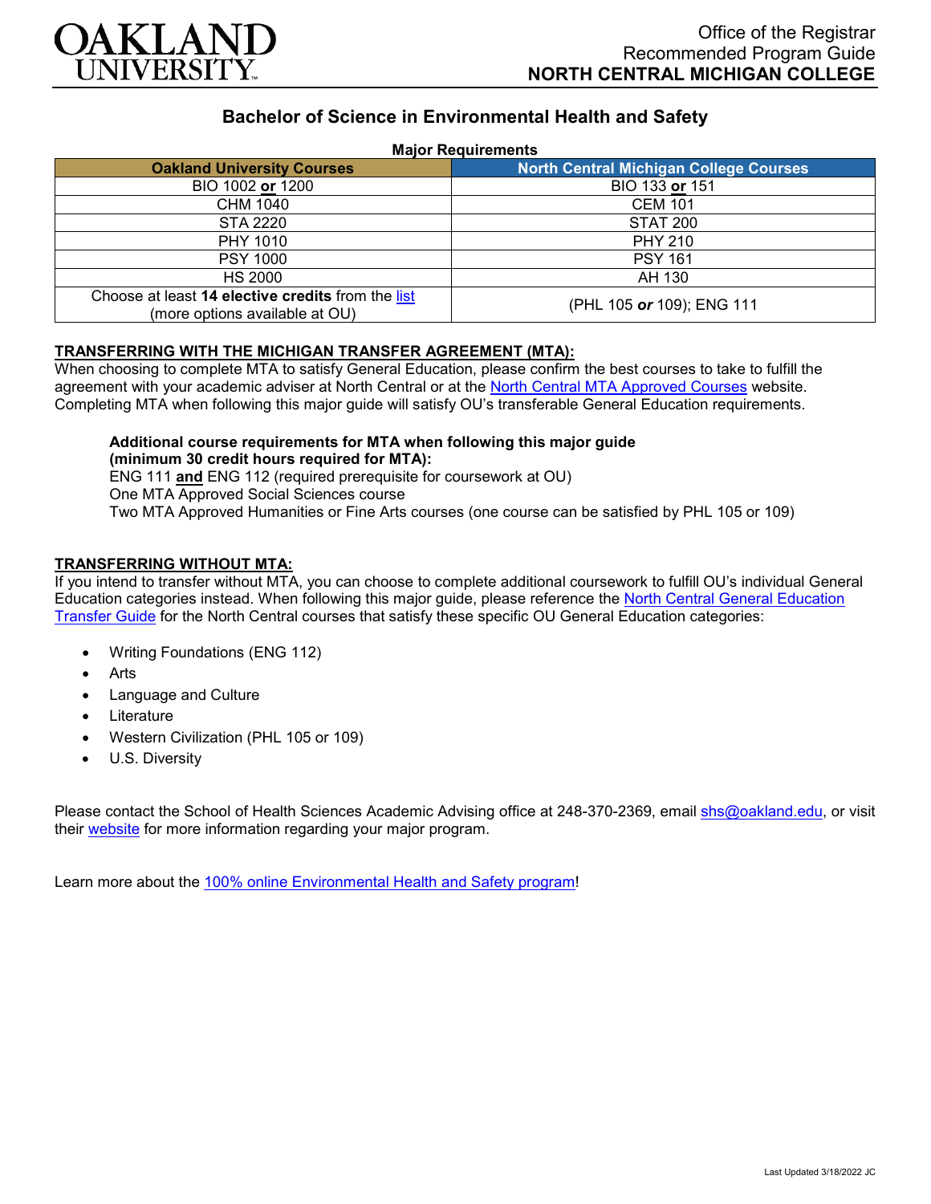OAKLAND UNIVERSITY

Office of the Registrar
Recommended Program Guide
**NORTH CENTRAL MICHIGAN COLLEGE**

## Bachelor of Science in Environmental Health and Safety

**Major Requirements**

| Oakland University Courses | North Central Michigan College Courses |
|---|---|
| BIO 1002 **or** 1200 | BIO 133 **or** 151 |
| CHM 1040 | CEM 101 |
| STA 2220 | STAT 200 |
| PHY 1010 | PHY 210 |
| PSY 1000 | PSY 161 |
| HS 2000 | AH 130 |
| Choose at least **14 elective credits** from the list (more options available at OU) | (PHL 105 ***or*** 109); ENG 111 |

**TRANSFERRING WITH THE MICHIGAN TRANSFER AGREEMENT (MTA):**

When choosing to complete MTA to satisfy General Education, please confirm the best courses to take to fulfill the agreement with your academic adviser at North Central or at the North Central MTA Approved Courses website. Completing MTA when following this major guide will satisfy OU's transferable General Education requirements.

**Additional course requirements for MTA when following this major guide (minimum 30 credit hours required for MTA):**
ENG 111 **and** ENG 112 (required prerequisite for coursework at OU)
One MTA Approved Social Sciences course
Two MTA Approved Humanities or Fine Arts courses (one course can be satisfied by PHL 105 or 109)

**TRANSFERRING WITHOUT MTA:**

If you intend to transfer without MTA, you can choose to complete additional coursework to fulfill OU's individual General Education categories instead. When following this major guide, please reference the North Central General Education Transfer Guide for the North Central courses that satisfy these specific OU General Education categories:

- Writing Foundations (ENG 112)
- Arts
- Language and Culture
- Literature
- Western Civilization (PHL 105 or 109)
- U.S. Diversity

Please contact the School of Health Sciences Academic Advising office at 248-370-2369, email shs@oakland.edu, or visit their website for more information regarding your major program.

Learn more about the 100% online Environmental Health and Safety program!

Last Updated 3/18/2022 JC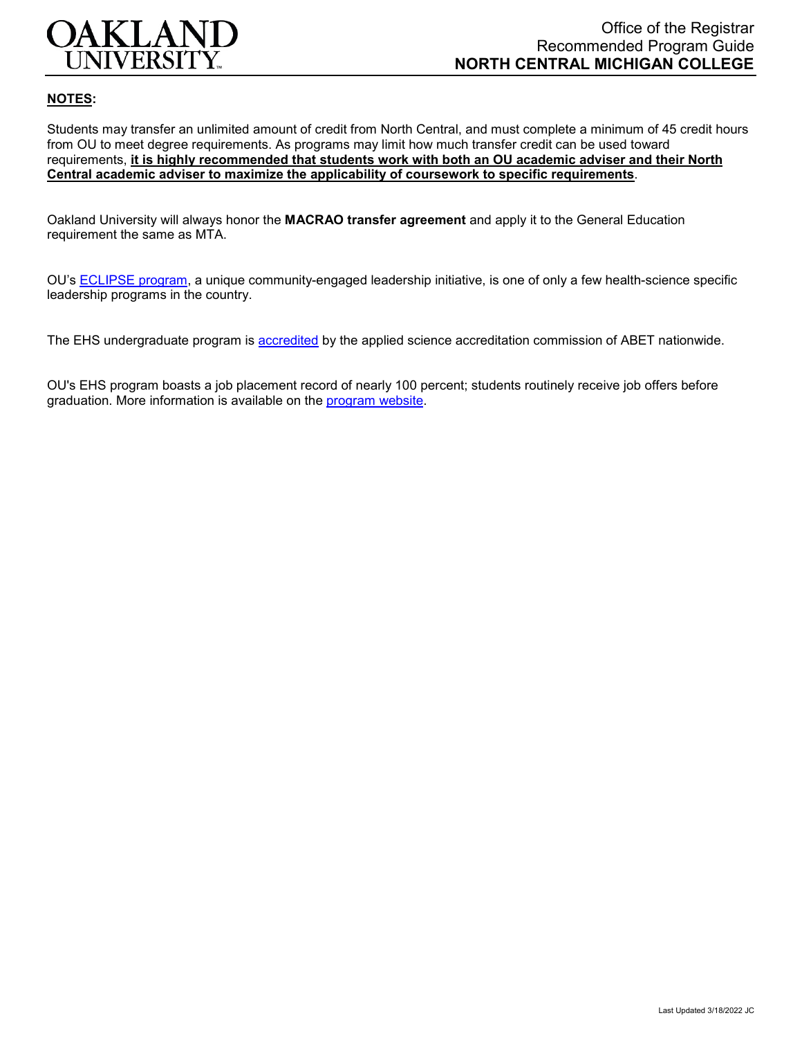**NOTES:**

Students may transfer an unlimited amount of credit from North Central, and must complete a minimum of 45 credit hours from OU to meet degree requirements. As programs may limit how much transfer credit can be used toward requirements, **it is highly recommended that students work with both an OU academic adviser and their North Central academic adviser to maximize the applicability of coursework to specific requirements**.

Oakland University will always honor the **MACRAO transfer agreement** and apply it to the General Education requirement the same as MTA.

OU's ECLIPSE program, a unique community-engaged leadership initiative, is one of only a few health-science specific leadership programs in the country.

The EHS undergraduate program is accredited by the applied science accreditation commission of ABET nationwide.

OU's EHS program boasts a job placement record of nearly 100 percent; students routinely receive job offers before graduation. More information is available on the program website.

Last Updated 3/18/2022 JC